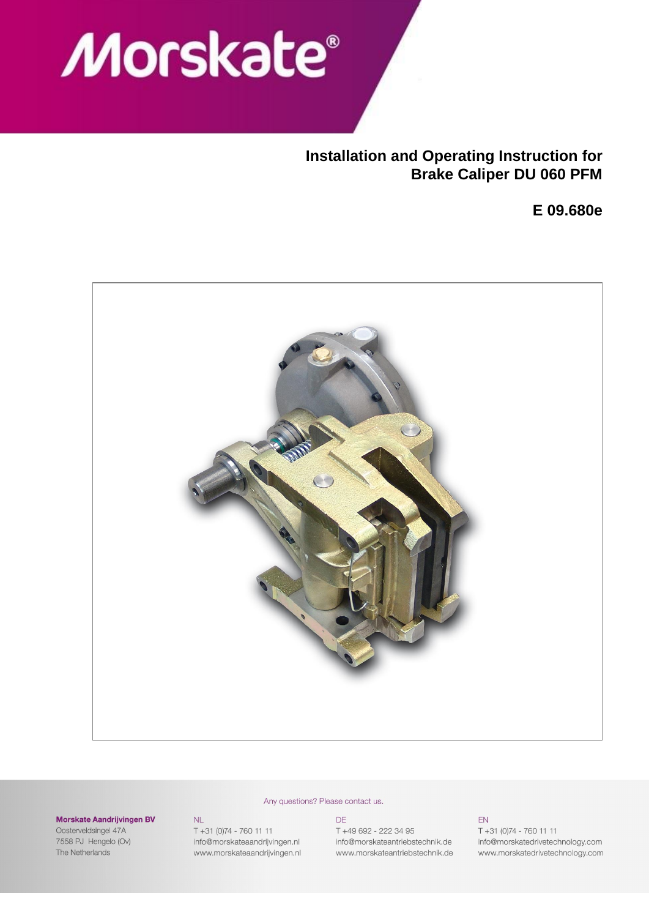# Installation and Operating Instruction for Brake Caliper DU 060 PFM

## E 09.680e

Any questions? Please contact us.

**Morskate Aandrijvingen BV**
Oosterveldsingel 47A
7558 PJ Hengelo (Ov)
The Netherlands

NL
T +31 (0)74 - 760 11 11
info@morskateaandrijvingen.nl
www.morskateaandrijvingen.nl

DE
T +49 692 - 222 34 95
info@morskateantriebstechnik.de
www.morskateantriebstechnik.de

EN
T +31 (0)74 - 760 11 11
info@morskatedrivetechnology.com
www.morskatedrivetechnology.com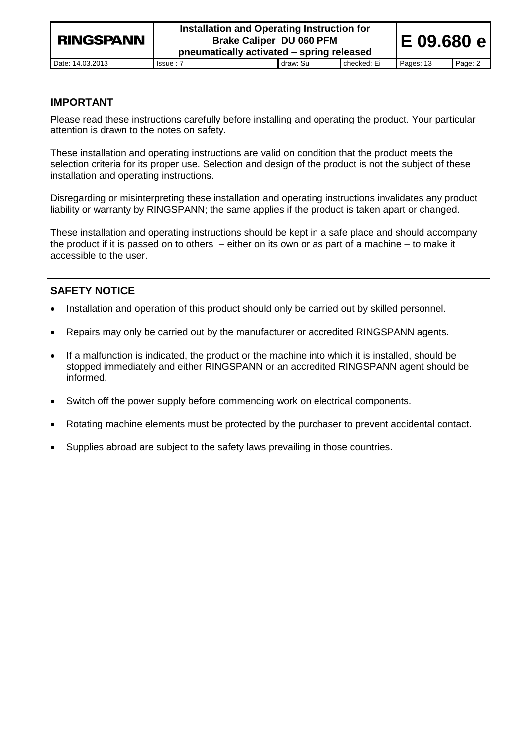## IMPORTANT

Please read these instructions carefully before installing and operating the product. Your particular attention is drawn to the notes on safety.

These installation and operating instructions are valid on condition that the product meets the selection criteria for its proper use. Selection and design of the product is not the subject of these installation and operating instructions.

Disregarding or misinterpreting these installation and operating instructions invalidates any product liability or warranty by RINGSPANN; the same applies if the product is taken apart or changed.

These installation and operating instructions should be kept in a safe place and should accompany the product if it is passed on to others – either on its own or as part of a machine – to make it accessible to the user.

## SAFETY NOTICE

- Installation and operation of this product should only be carried out by skilled personnel.
- Repairs may only be carried out by the manufacturer or accredited RINGSPANN agents.
- If a malfunction is indicated, the product or the machine into which it is installed, should be stopped immediately and either RINGSPANN or an accredited RINGSPANN agent should be informed.
- Switch off the power supply before commencing work on electrical components.
- Rotating machine elements must be protected by the purchaser to prevent accidental contact.
- Supplies abroad are subject to the safety laws prevailing in those countries.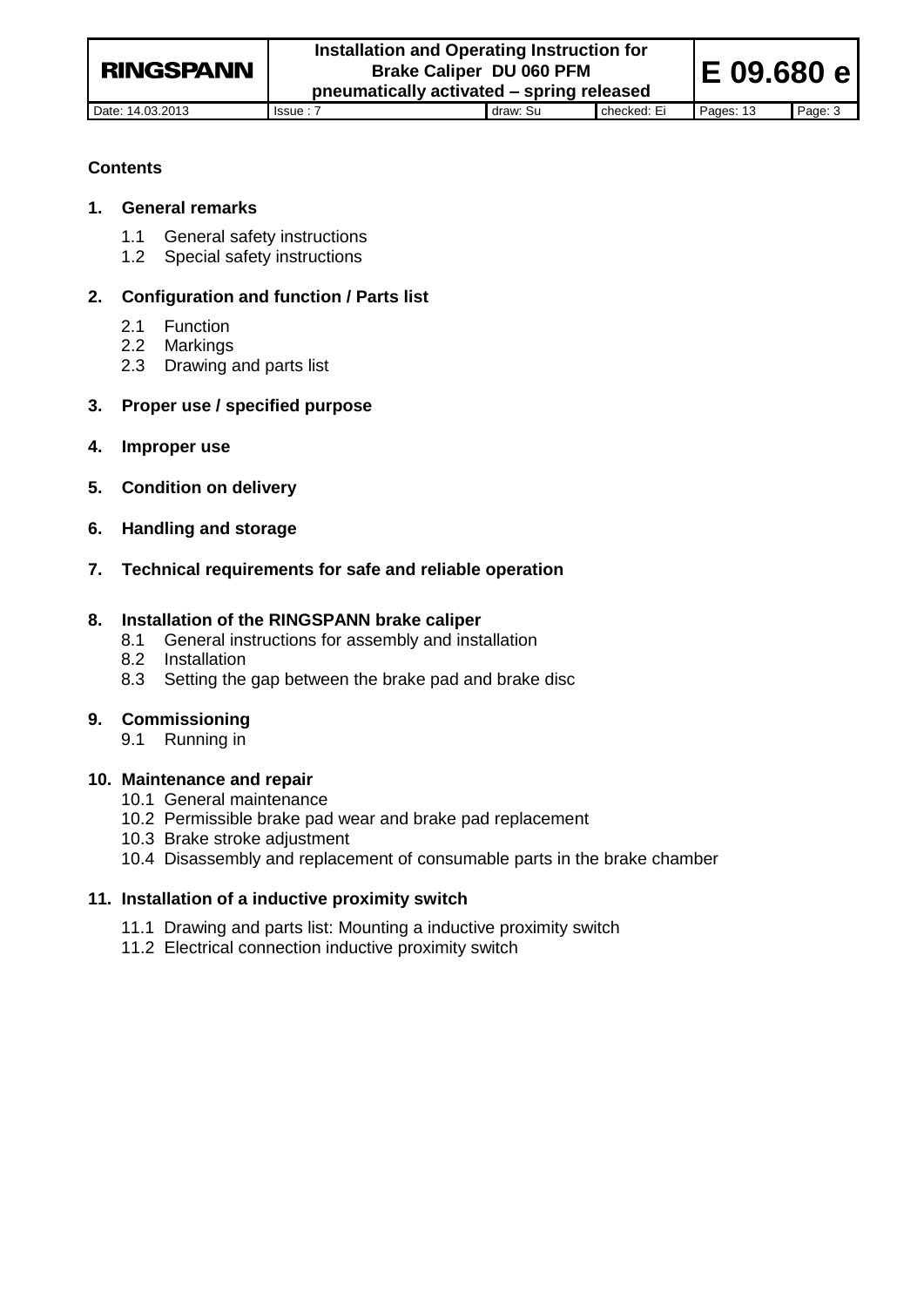**Contents**

**1. General remarks**

- 1.1 General safety instructions
- 1.2 Special safety instructions

**2. Configuration and function / Parts list**

- 2.1 Function
- 2.2 Markings
- 2.3 Drawing and parts list

**3. Proper use / specified purpose**

**4. Improper use**

**5. Condition on delivery**

**6. Handling and storage**

**7. Technical requirements for safe and reliable operation**

**8. Installation of the RINGSPANN brake caliper**

- 8.1 General instructions for assembly and installation
- 8.2 Installation
- 8.3 Setting the gap between the brake pad and brake disc

**9. Commissioning**

- 9.1 Running in

**10. Maintenance and repair**

- 10.1 General maintenance
- 10.2 Permissible brake pad wear and brake pad replacement
- 10.3 Brake stroke adjustment
- 10.4 Disassembly and replacement of consumable parts in the brake chamber

**11. Installation of a inductive proximity switch**

- 11.1 Drawing and parts list: Mounting a inductive proximity switch
- 11.2 Electrical connection inductive proximity switch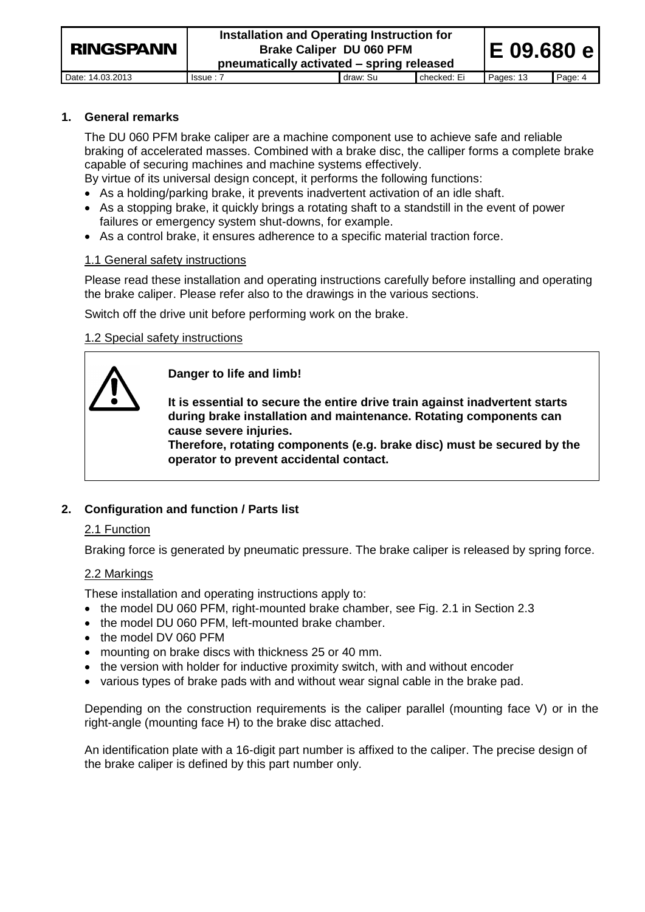## 1. General remarks

The DU 060 PFM brake caliper are a machine component use to achieve safe and reliable braking of accelerated masses. Combined with a brake disc, the calliper forms a complete brake capable of securing machines and machine systems effectively.
By virtue of its universal design concept, it performs the following functions:

- As a holding/parking brake, it prevents inadvertent activation of an idle shaft.
- As a stopping brake, it quickly brings a rotating shaft to a standstill in the event of power failures or emergency system shut-downs, for example.
- As a control brake, it ensures adherence to a specific material traction force.

### 1.1 General safety instructions

Please read these installation and operating instructions carefully before installing and operating the brake caliper. Please refer also to the drawings in the various sections.

Switch off the drive unit before performing work on the brake.

### 1.2 Special safety instructions

> **Danger to life and limb!**
>
> **It is essential to secure the entire drive train against inadvertent starts during brake installation and maintenance. Rotating components can cause severe injuries.**
> **Therefore, rotating components (e.g. brake disc) must be secured by the operator to prevent accidental contact.**

## 2. Configuration and function / Parts list

### 2.1 Function

Braking force is generated by pneumatic pressure. The brake caliper is released by spring force.

### 2.2 Markings

These installation and operating instructions apply to:

- the model DU 060 PFM, right-mounted brake chamber, see Fig. 2.1 in Section 2.3
- the model DU 060 PFM, left-mounted brake chamber.
- the model DV 060 PFM
- mounting on brake discs with thickness 25 or 40 mm.
- the version with holder for inductive proximity switch, with and without encoder
- various types of brake pads with and without wear signal cable in the brake pad.

Depending on the construction requirements is the caliper parallel (mounting face V) or in the right-angle (mounting face H) to the brake disc attached.

An identification plate with a 16-digit part number is affixed to the caliper. The precise design of the brake caliper is defined by this part number only.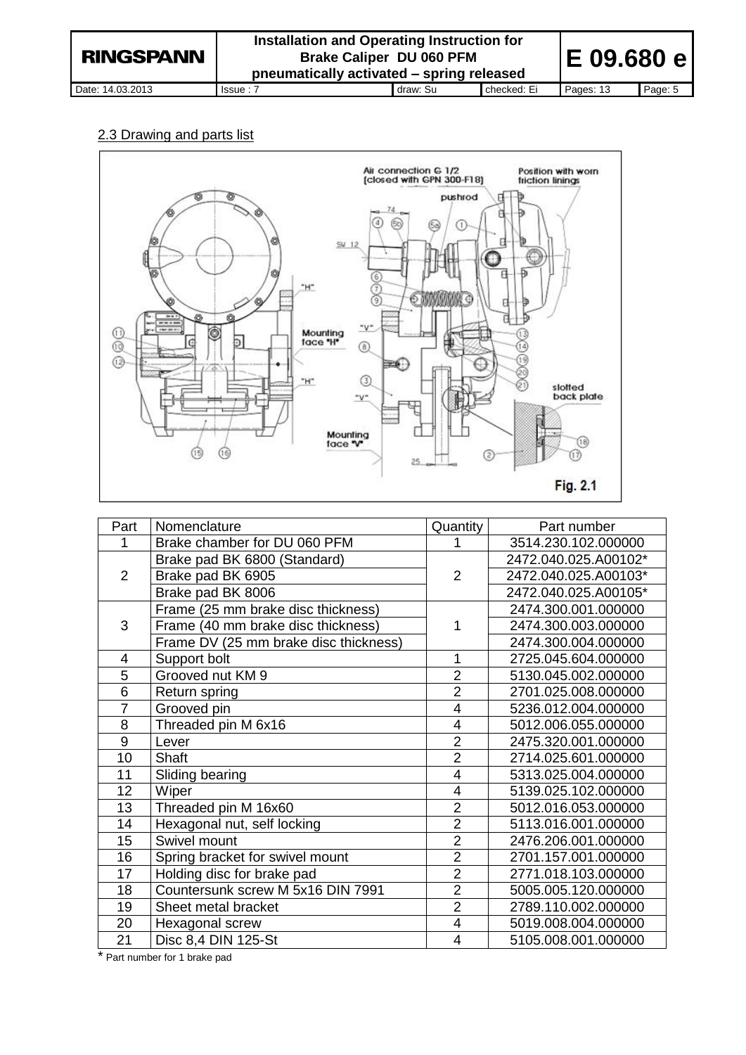## 2.3 Drawing and parts list

Fig. 2.1

| Part | Nomenclature | Quantity | Part number |
|---|---|---|---|
| 1 | Brake chamber for DU 060 PFM | 1 | 3514.230.102.000000 |
| 2 | Brake pad BK 6800 (Standard) | 2 | 2472.040.025.A00102* |
| | Brake pad BK 6905 | | 2472.040.025.A00103* |
| | Brake pad BK 8006 | | 2472.040.025.A00105* |
| 3 | Frame (25 mm brake disc thickness) | 1 | 2474.300.001.000000 |
| | Frame (40 mm brake disc thickness) | | 2474.300.003.000000 |
| | Frame DV (25 mm brake disc thickness) | | 2474.300.004.000000 |
| 4 | Support bolt | 1 | 2725.045.604.000000 |
| 5 | Grooved nut KM 9 | 2 | 5130.045.002.000000 |
| 6 | Return spring | 2 | 2701.025.008.000000 |
| 7 | Grooved pin | 4 | 5236.012.004.000000 |
| 8 | Threaded pin M 6x16 | 4 | 5012.006.055.000000 |
| 9 | Lever | 2 | 2475.320.001.000000 |
| 10 | Shaft | 2 | 2714.025.601.000000 |
| 11 | Sliding bearing | 4 | 5313.025.004.000000 |
| 12 | Wiper | 4 | 5139.025.102.000000 |
| 13 | Threaded pin M 16x60 | 2 | 5012.016.053.000000 |
| 14 | Hexagonal nut, self locking | 2 | 5113.016.001.000000 |
| 15 | Swivel mount | 2 | 2476.206.001.000000 |
| 16 | Spring bracket for swivel mount | 2 | 2701.157.001.000000 |
| 17 | Holding disc for brake pad | 2 | 2771.018.103.000000 |
| 18 | Countersunk screw M 5x16 DIN 7991 | 2 | 5005.005.120.000000 |
| 19 | Sheet metal bracket | 2 | 2789.110.002.000000 |
| 20 | Hexagonal screw | 4 | 5019.008.004.000000 |
| 21 | Disc 8,4 DIN 125-St | 4 | 5105.008.001.000000 |

* Part number for 1 brake pad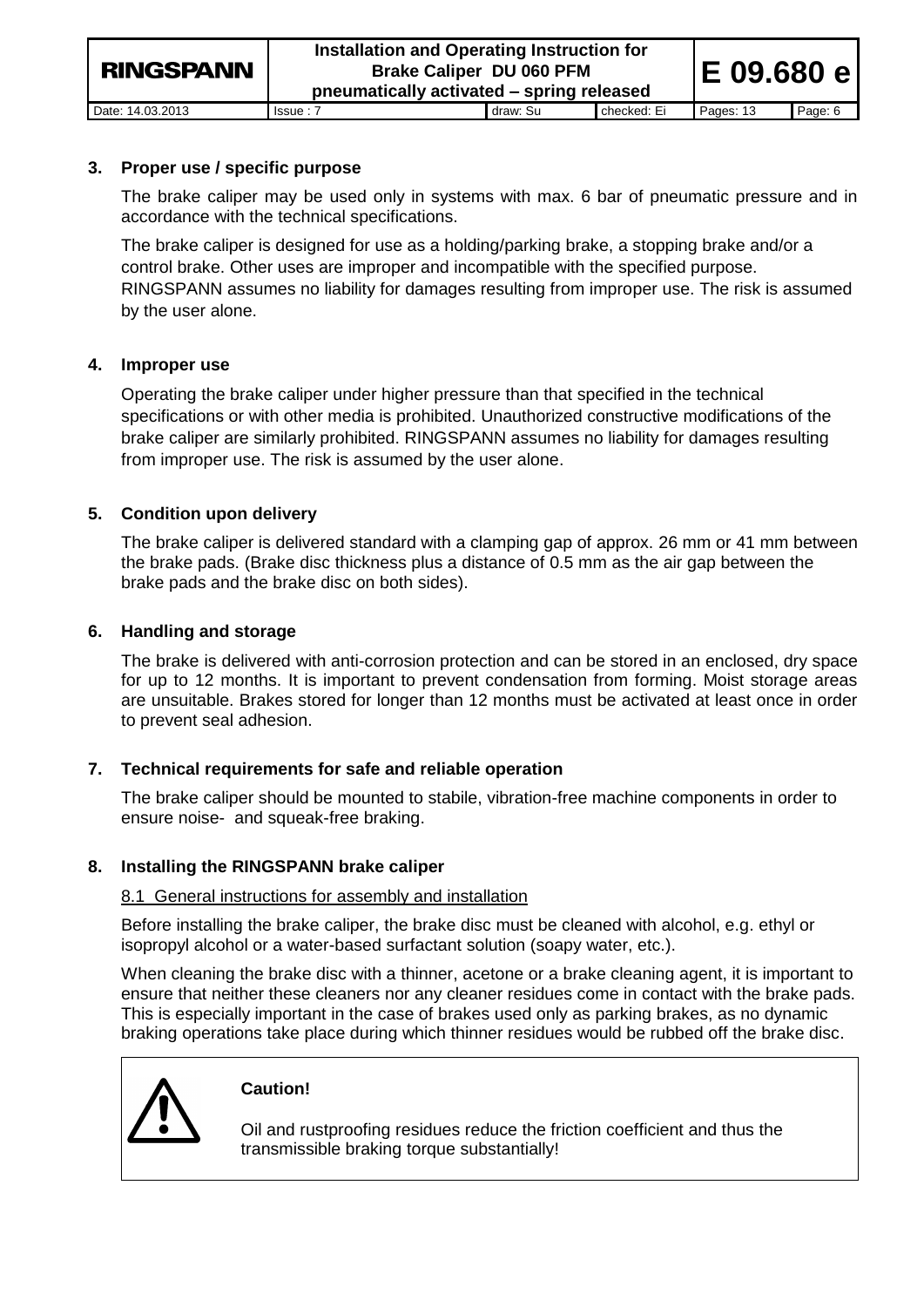## 3. Proper use / specific purpose

The brake caliper may be used only in systems with max. 6 bar of pneumatic pressure and in accordance with the technical specifications.

The brake caliper is designed for use as a holding/parking brake, a stopping brake and/or a control brake. Other uses are improper and incompatible with the specified purpose. RINGSPANN assumes no liability for damages resulting from improper use. The risk is assumed by the user alone.

## 4. Improper use

Operating the brake caliper under higher pressure than that specified in the technical specifications or with other media is prohibited. Unauthorized constructive modifications of the brake caliper are similarly prohibited. RINGSPANN assumes no liability for damages resulting from improper use. The risk is assumed by the user alone.

## 5. Condition upon delivery

The brake caliper is delivered standard with a clamping gap of approx. 26 mm or 41 mm between the brake pads. (Brake disc thickness plus a distance of 0.5 mm as the air gap between the brake pads and the brake disc on both sides).

## 6. Handling and storage

The brake is delivered with anti-corrosion protection and can be stored in an enclosed, dry space for up to 12 months. It is important to prevent condensation from forming. Moist storage areas are unsuitable. Brakes stored for longer than 12 months must be activated at least once in order to prevent seal adhesion.

## 7. Technical requirements for safe and reliable operation

The brake caliper should be mounted to stabile, vibration-free machine components in order to ensure noise- and squeak-free braking.

## 8. Installing the RINGSPANN brake caliper

### 8.1 General instructions for assembly and installation

Before installing the brake caliper, the brake disc must be cleaned with alcohol, e.g. ethyl or isopropyl alcohol or a water-based surfactant solution (soapy water, etc.).

When cleaning the brake disc with a thinner, acetone or a brake cleaning agent, it is important to ensure that neither these cleaners nor any cleaner residues come in contact with the brake pads. This is especially important in the case of brakes used only as parking brakes, as no dynamic braking operations take place during which thinner residues would be rubbed off the brake disc.

> ⚠ **Caution!**
>
> Oil and rustproofing residues reduce the friction coefficient and thus the transmissible braking torque substantially!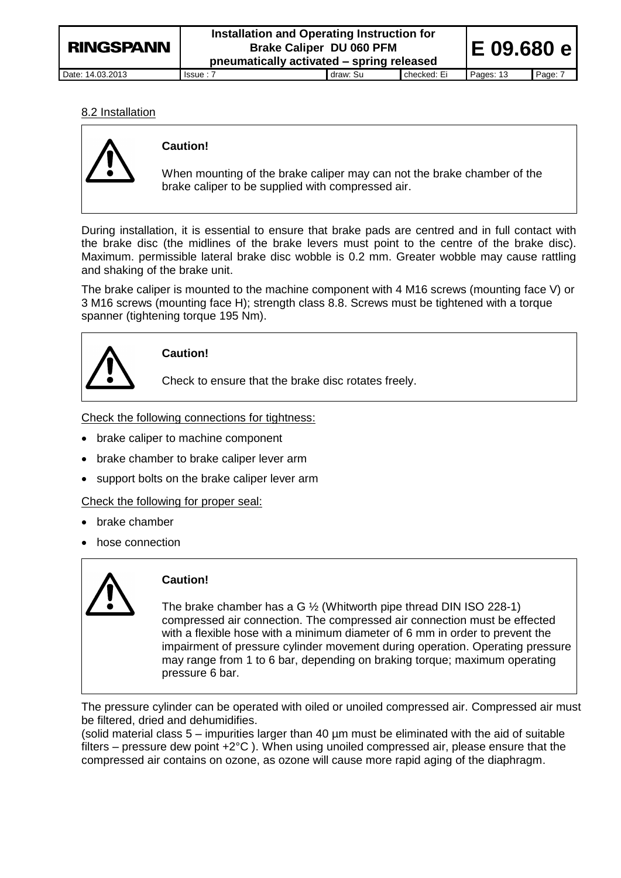## 8.2 Installation

**Caution!**

When mounting of the brake caliper may can not the brake chamber of the brake caliper to be supplied with compressed air.

During installation, it is essential to ensure that brake pads are centred and in full contact with the brake disc (the midlines of the brake levers must point to the centre of the brake disc). Maximum. permissible lateral brake disc wobble is 0.2 mm. Greater wobble may cause rattling and shaking of the brake unit.

The brake caliper is mounted to the machine component with 4 M16 screws (mounting face V) or 3 M16 screws (mounting face H); strength class 8.8. Screws must be tightened with a torque spanner (tightening torque 195 Nm).

**Caution!**

Check to ensure that the brake disc rotates freely.

Check the following connections for tightness:

- brake caliper to machine component
- brake chamber to brake caliper lever arm
- support bolts on the brake caliper lever arm

Check the following for proper seal:

- brake chamber
- hose connection

**Caution!**

The brake chamber has a G ½ (Whitworth pipe thread DIN ISO 228-1) compressed air connection. The compressed air connection must be effected with a flexible hose with a minimum diameter of 6 mm in order to prevent the impairment of pressure cylinder movement during operation. Operating pressure may range from 1 to 6 bar, depending on braking torque; maximum operating pressure 6 bar.

The pressure cylinder can be operated with oiled or unoiled compressed air. Compressed air must be filtered, dried and dehumidifies.
(solid material class 5 – impurities larger than 40 µm must be eliminated with the aid of suitable filters – pressure dew point +2°C ). When using unoiled compressed air, please ensure that the compressed air contains on ozone, as ozone will cause more rapid aging of the diaphragm.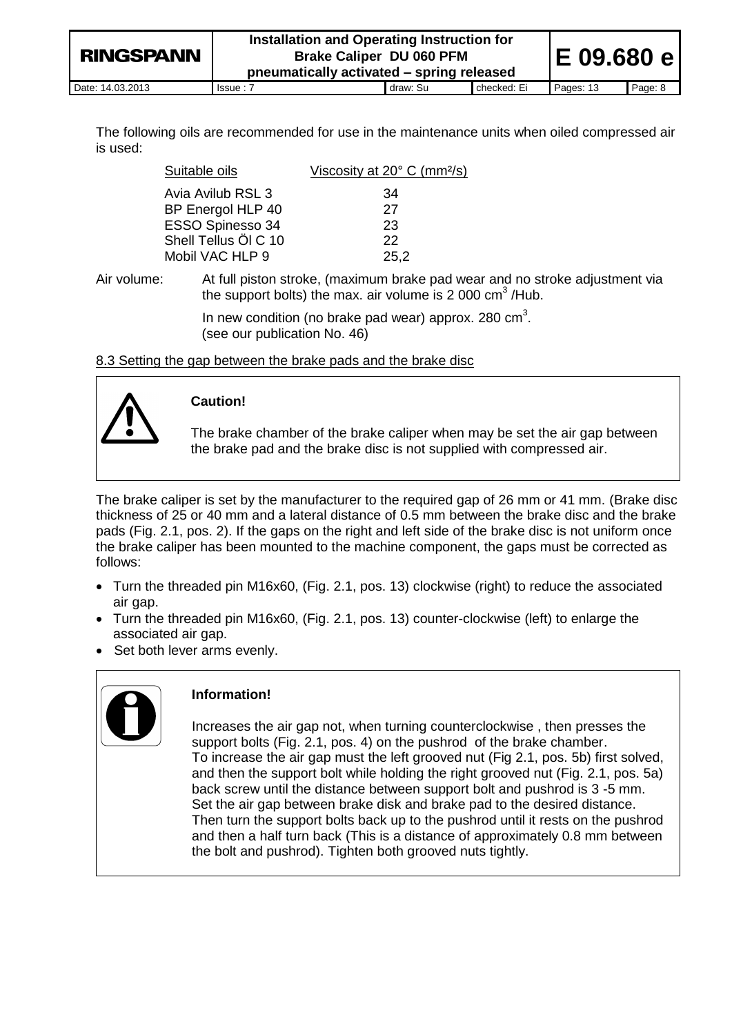The following oils are recommended for use in the maintenance units when oiled compressed air is used:

| Suitable oils | Viscosity at 20° C (mm²/s) |
|---|---|
| Avia Avilub RSL 3 | 34 |
| BP Energol HLP 40 | 27 |
| ESSO Spinesso 34 | 23 |
| Shell Tellus Öl C 10 | 22 |
| Mobil VAC HLP 9 | 25,2 |

Air volume: At full piston stroke, (maximum brake pad wear and no stroke adjustment via the support bolts) the max. air volume is 2 000 cm$^3$ /Hub.

In new condition (no brake pad wear) approx. 280 cm$^3$.
(see our publication No. 46)

## 8.3 Setting the gap between the brake pads and the brake disc

**Caution!**

The brake chamber of the brake caliper when may be set the air gap between the brake pad and the brake disc is not supplied with compressed air.

The brake caliper is set by the manufacturer to the required gap of 26 mm or 41 mm. (Brake disc thickness of 25 or 40 mm and a lateral distance of 0.5 mm between the brake disc and the brake pads (Fig. 2.1, pos. 2). If the gaps on the right and left side of the brake disc is not uniform once the brake caliper has been mounted to the machine component, the gaps must be corrected as follows:

- Turn the threaded pin M16x60, (Fig. 2.1, pos. 13) clockwise (right) to reduce the associated air gap.
- Turn the threaded pin M16x60, (Fig. 2.1, pos. 13) counter-clockwise (left) to enlarge the associated air gap.
- Set both lever arms evenly.

**Information!**

Increases the air gap not, when turning counterclockwise , then presses the support bolts (Fig. 2.1, pos. 4) on the pushrod of the brake chamber.
To increase the air gap must the left grooved nut (Fig 2.1, pos. 5b) first solved, and then the support bolt while holding the right grooved nut (Fig. 2.1, pos. 5a) back screw until the distance between support bolt and pushrod is 3 -5 mm.
Set the air gap between brake disk and brake pad to the desired distance.
Then turn the support bolts back up to the pushrod until it rests on the pushrod and then a half turn back (This is a distance of approximately 0.8 mm between the bolt and pushrod). Tighten both grooved nuts tightly.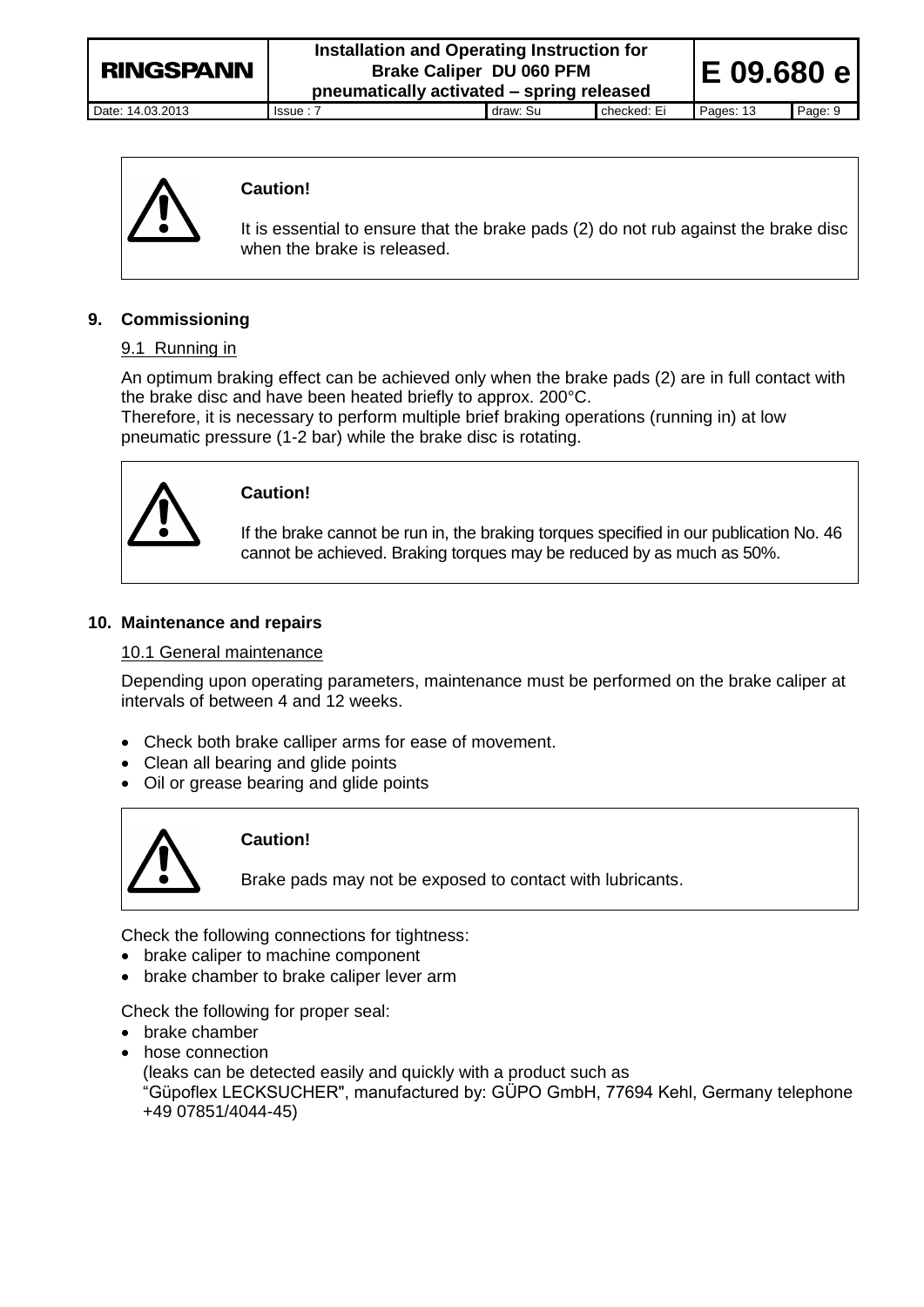> **Caution!**
>
> It is essential to ensure that the brake pads (2) do not rub against the brake disc when the brake is released.

## 9. Commissioning

### 9.1 Running in

An optimum braking effect can be achieved only when the brake pads (2) are in full contact with the brake disc and have been heated briefly to approx. 200°C.
Therefore, it is necessary to perform multiple brief braking operations (running in) at low pneumatic pressure (1-2 bar) while the brake disc is rotating.

> **Caution!**
>
> If the brake cannot be run in, the braking torques specified in our publication No. 46 cannot be achieved. Braking torques may be reduced by as much as 50%.

## 10. Maintenance and repairs

### 10.1 General maintenance

Depending upon operating parameters, maintenance must be performed on the brake caliper at intervals of between 4 and 12 weeks.

- Check both brake calliper arms for ease of movement.
- Clean all bearing and glide points
- Oil or grease bearing and glide points

> **Caution!**
>
> Brake pads may not be exposed to contact with lubricants.

Check the following connections for tightness:

- brake caliper to machine component
- brake chamber to brake caliper lever arm

Check the following for proper seal:

- brake chamber
- hose connection
  (leaks can be detected easily and quickly with a product such as "Güpoflex LECKSUCHER", manufactured by: GÜPO GmbH, 77694 Kehl, Germany telephone +49 07851/4044-45)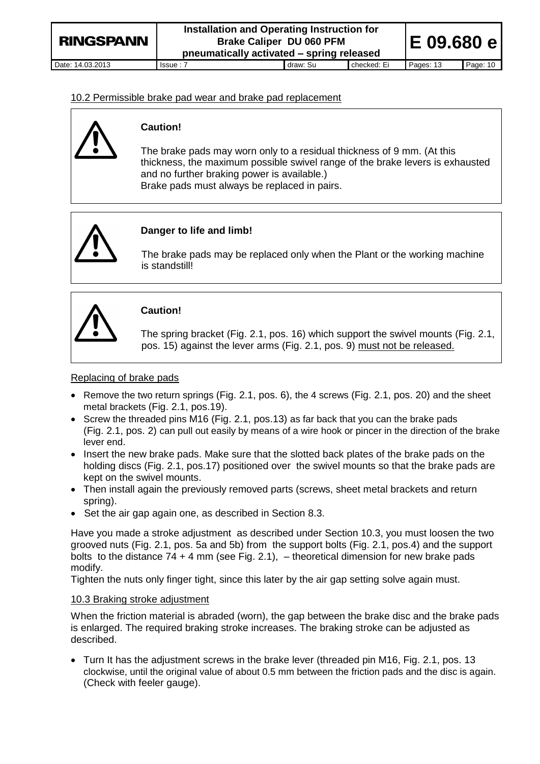## 10.2 Permissible brake pad wear and brake pad replacement

> **Caution!**
>
> The brake pads may worn only to a residual thickness of 9 mm. (At this thickness, the maximum possible swivel range of the brake levers is exhausted and no further braking power is available.)
> Brake pads must always be replaced in pairs.

> **Danger to life and limb!**
>
> The brake pads may be replaced only when the Plant or the working machine is standstill!

> **Caution!**
>
> The spring bracket (Fig. 2.1, pos. 16) which support the swivel mounts (Fig. 2.1, pos. 15) against the lever arms (Fig. 2.1, pos. 9) must not be released.

### Replacing of brake pads

- Remove the two return springs (Fig. 2.1, pos. 6), the 4 screws (Fig. 2.1, pos. 20) and the sheet metal brackets (Fig. 2.1, pos.19).
- Screw the threaded pins M16 (Fig. 2.1, pos.13) as far back that you can the brake pads (Fig. 2.1, pos. 2) can pull out easily by means of a wire hook or pincer in the direction of the brake lever end.
- Insert the new brake pads. Make sure that the slotted back plates of the brake pads on the holding discs (Fig. 2.1, pos.17) positioned over the swivel mounts so that the brake pads are kept on the swivel mounts.
- Then install again the previously removed parts (screws, sheet metal brackets and return spring).
- Set the air gap again one, as described in Section 8.3.

Have you made a stroke adjustment as described under Section 10.3, you must loosen the two grooved nuts (Fig. 2.1, pos. 5a and 5b) from the support bolts (Fig. 2.1, pos.4) and the support bolts to the distance 74 + 4 mm (see Fig. 2.1), – theoretical dimension for new brake pads modify.

Tighten the nuts only finger tight, since this later by the air gap setting solve again must.

## 10.3 Braking stroke adjustment

When the friction material is abraded (worn), the gap between the brake disc and the brake pads is enlarged. The required braking stroke increases. The braking stroke can be adjusted as described.

- Turn It has the adjustment screws in the brake lever (threaded pin M16, Fig. 2.1, pos. 13 clockwise, until the original value of about 0.5 mm between the friction pads and the disc is again. (Check with feeler gauge).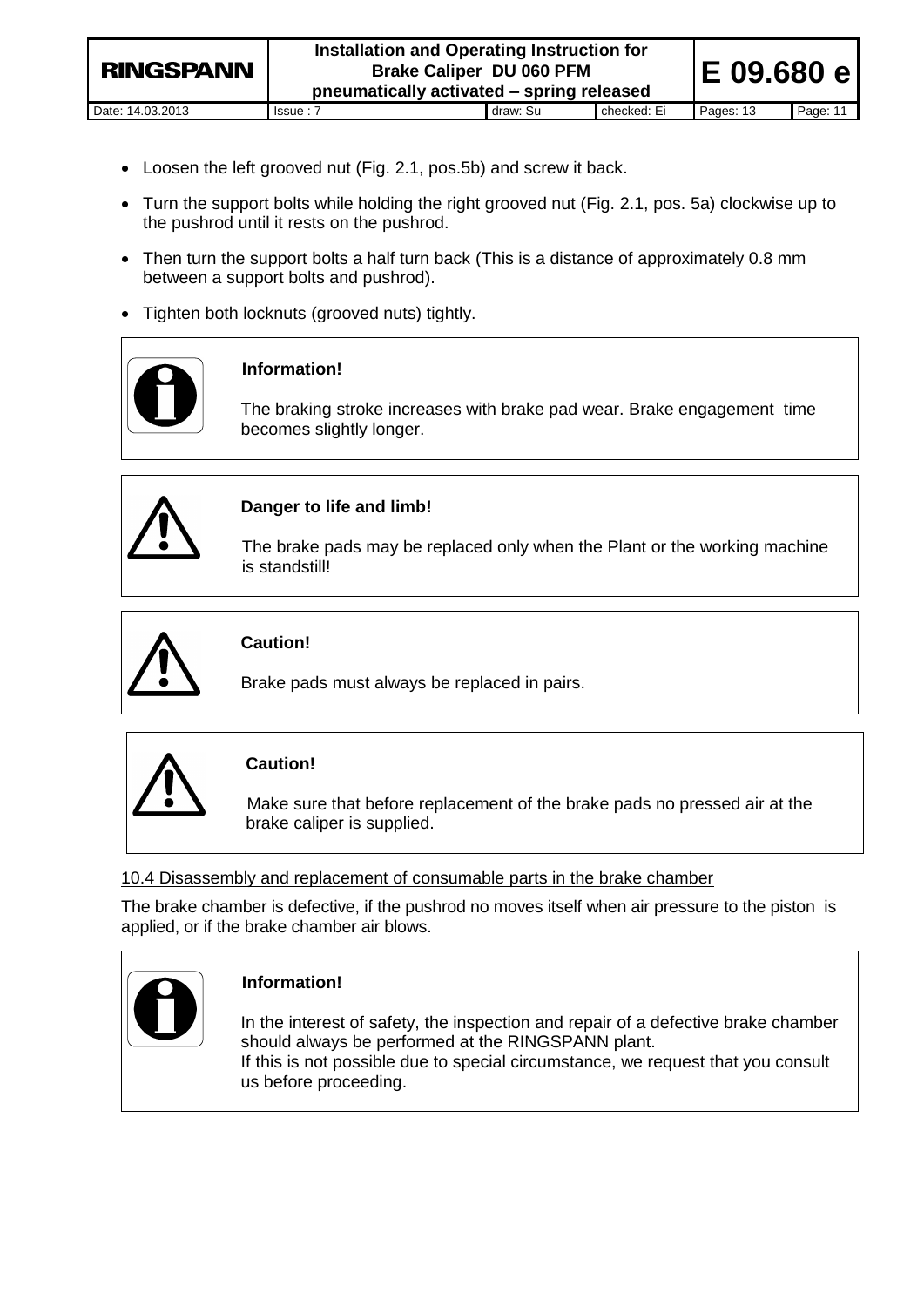- Loosen the left grooved nut (Fig. 2.1, pos.5b) and screw it back.
- Turn the support bolts while holding the right grooved nut (Fig. 2.1, pos. 5a) clockwise up to the pushrod until it rests on the pushrod.
- Then turn the support bolts a half turn back (This is a distance of approximately 0.8 mm between a support bolts and pushrod).
- Tighten both locknuts (grooved nuts) tightly.

**Information!**

The braking stroke increases with brake pad wear. Brake engagement time becomes slightly longer.

**Danger to life and limb!**

The brake pads may be replaced only when the Plant or the working machine is standstill!

**Caution!**

Brake pads must always be replaced in pairs.

**Caution!**

Make sure that before replacement of the brake pads no pressed air at the brake caliper is supplied.

10.4 Disassembly and replacement of consumable parts in the brake chamber

The brake chamber is defective, if the pushrod no moves itself when air pressure to the piston is applied, or if the brake chamber air blows.

**Information!**

In the interest of safety, the inspection and repair of a defective brake chamber should always be performed at the RINGSPANN plant.
If this is not possible due to special circumstance, we request that you consult us before proceeding.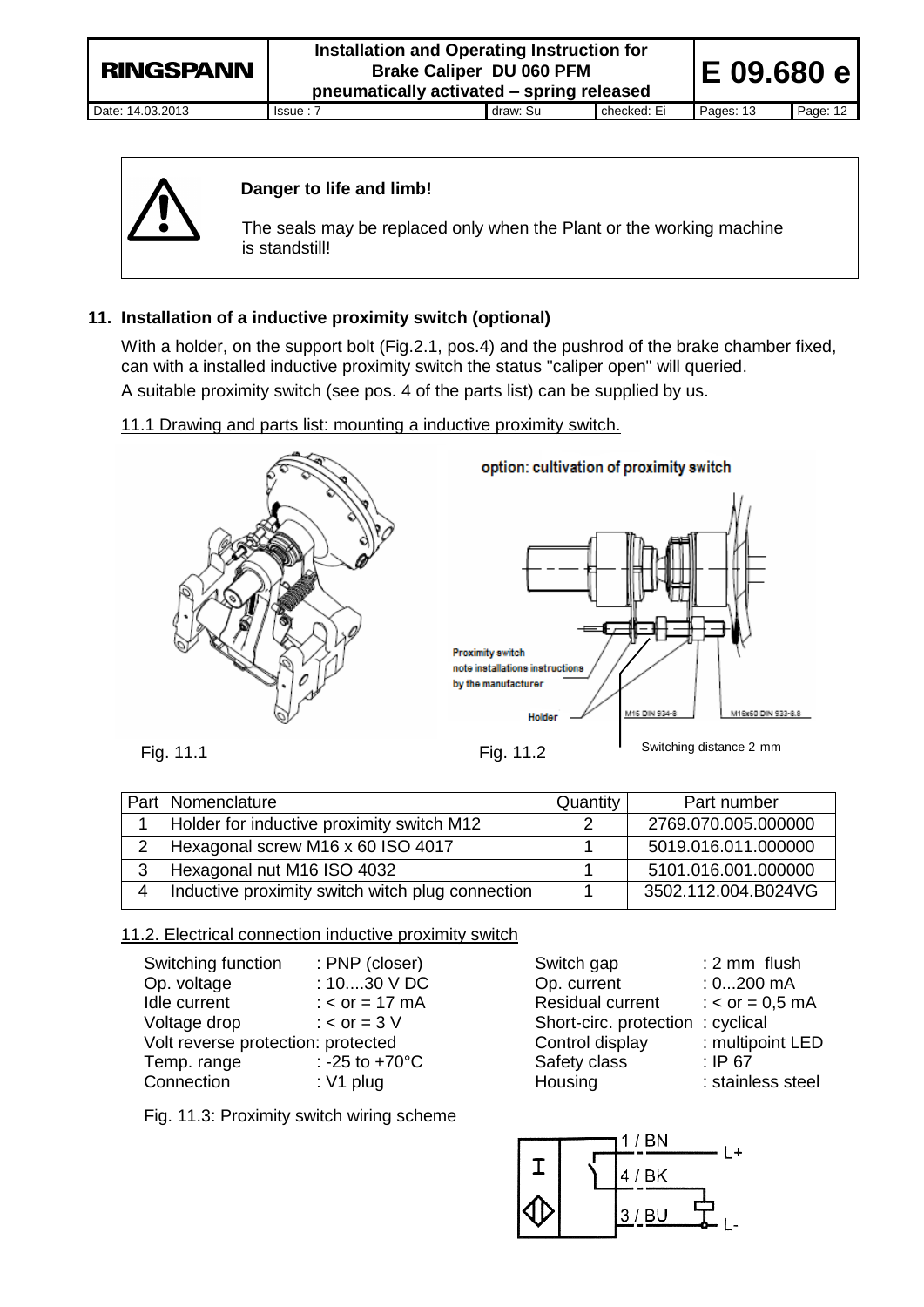**Danger to life and limb!**

The seals may be replaced only when the Plant or the working machine is standstill!

## 11. Installation of a inductive proximity switch (optional)

With a holder, on the support bolt (Fig.2.1, pos.4) and the pushrod of the brake chamber fixed, can with a installed inductive proximity switch the status "caliper open" will queried.

A suitable proximity switch (see pos. 4 of the parts list) can be supplied by us.

11.1 Drawing and parts list: mounting a inductive proximity switch.

option: cultivation of proximity switch

Proximity switch note installations instructions by the manufacturer

Holder

M16 DIN 934-8

M16x60 DIN 933-8.8

Switching distance 2 mm

Fig. 11.1

Fig. 11.2

| Part | Nomenclature | Quantity | Part number |
|---|---|---|---|
| 1 | Holder for inductive proximity switch M12 | 2 | 2769.070.005.000000 |
| 2 | Hexagonal screw M16 x 60 ISO 4017 | 1 | 5019.016.011.000000 |
| 3 | Hexagonal nut M16 ISO 4032 | 1 | 5101.016.001.000000 |
| 4 | Inductive proximity switch witch plug connection | 1 | 3502.112.004.B024VG |

11.2. Electrical connection inductive proximity switch

| | | | |
|---|---|---|---|
| Switching function | : PNP (closer) | Switch gap | : 2 mm flush |
| Op. voltage | : 10....30 V DC | Op. current | : 0...200 mA |
| Idle current | : < or = 17 mA | Residual current | : < or = 0,5 mA |
| Voltage drop | : < or = 3 V | Short-circ. protection | : cyclical |
| Volt reverse protection | : protected | Control display | : multipoint LED |
| Temp. range | : -25 to +70°C | Safety class | : IP 67 |
| Connection | : V1 plug | Housing | : stainless steel |

Fig. 11.3: Proximity switch wiring scheme

1 / BN — L+
4 / BK
3 / BU — L-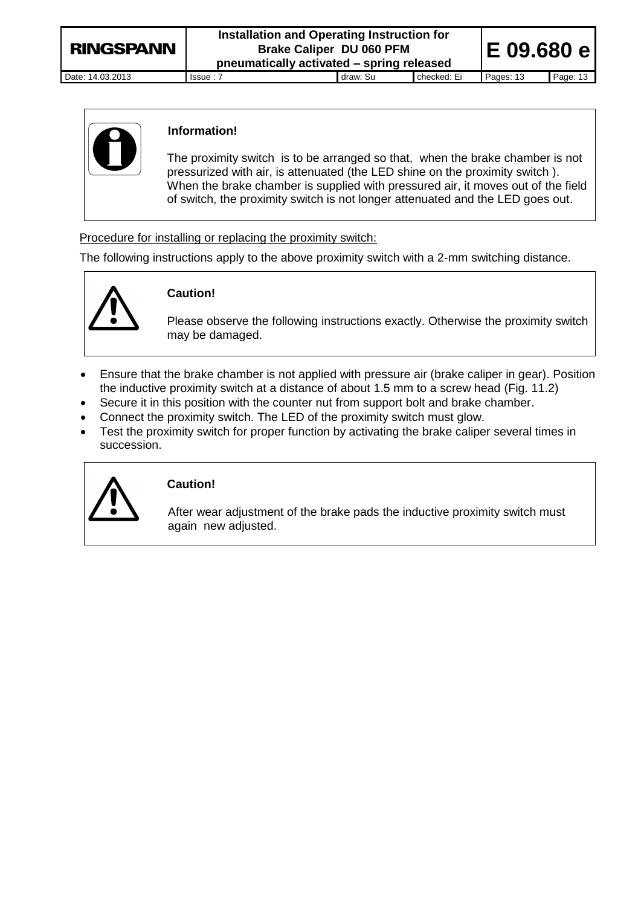**Information!**

The proximity switch is to be arranged so that, when the brake chamber is not pressurized with air, is attenuated (the LED shine on the proximity switch ). When the brake chamber is supplied with pressured air, it moves out of the field of switch, the proximity switch is not longer attenuated and the LED goes out.

Procedure for installing or replacing the proximity switch:

The following instructions apply to the above proximity switch with a 2-mm switching distance.

**Caution!**

Please observe the following instructions exactly. Otherwise the proximity switch may be damaged.

- Ensure that the brake chamber is not applied with pressure air (brake caliper in gear). Position the inductive proximity switch at a distance of about 1.5 mm to a screw head (Fig. 11.2)
- Secure it in this position with the counter nut from support bolt and brake chamber.
- Connect the proximity switch. The LED of the proximity switch must glow.
- Test the proximity switch for proper function by activating the brake caliper several times in succession.

**Caution!**

After wear adjustment of the brake pads the inductive proximity switch must again new adjusted.